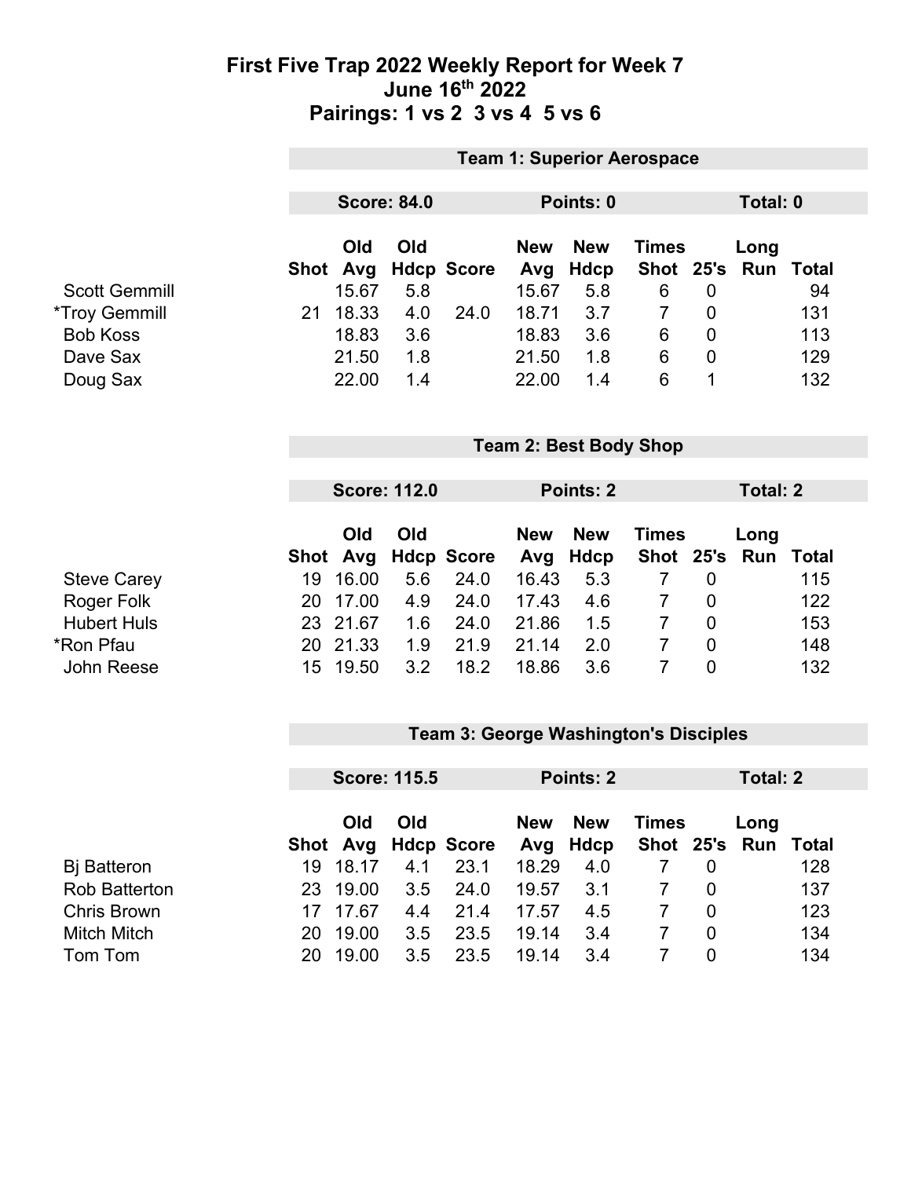# First Five Trap 2022 Weekly Report for Week 7
## June 16th 2022
## Pairings: 1 vs 2  3 vs 4  5 vs 6

### Team 1: Superior Aerospace

**Score: 84.0** | **Points: 0** | **Total: 0**

| | Shot | Old Avg | Old Hdcp | Score | New Avg | New Hdcp | Times Shot | 25's | Long Run | Total |
|---|---|---|---|---|---|---|---|---|---|---|
| Scott Gemmill | | 15.67 | 5.8 | | 15.67 | 5.8 | 6 | 0 | | 94 |
| *Troy Gemmill | 21 | 18.33 | 4.0 | 24.0 | 18.71 | 3.7 | 7 | 0 | | 131 |
| Bob Koss | | 18.83 | 3.6 | | 18.83 | 3.6 | 6 | 0 | | 113 |
| Dave Sax | | 21.50 | 1.8 | | 21.50 | 1.8 | 6 | 0 | | 129 |
| Doug Sax | | 22.00 | 1.4 | | 22.00 | 1.4 | 6 | 1 | | 132 |

### Team 2: Best Body Shop

**Score: 112.0** | **Points: 2** | **Total: 2**

| | Shot | Old Avg | Old Hdcp | Score | New Avg | New Hdcp | Times Shot | 25's | Long Run | Total |
|---|---|---|---|---|---|---|---|---|---|---|
| Steve Carey | 19 | 16.00 | 5.6 | 24.0 | 16.43 | 5.3 | 7 | 0 | | 115 |
| Roger Folk | 20 | 17.00 | 4.9 | 24.0 | 17.43 | 4.6 | 7 | 0 | | 122 |
| Hubert Huls | 23 | 21.67 | 1.6 | 24.0 | 21.86 | 1.5 | 7 | 0 | | 153 |
| *Ron Pfau | 20 | 21.33 | 1.9 | 21.9 | 21.14 | 2.0 | 7 | 0 | | 148 |
| John Reese | 15 | 19.50 | 3.2 | 18.2 | 18.86 | 3.6 | 7 | 0 | | 132 |

### Team 3: George Washington's Disciples

**Score: 115.5** | **Points: 2** | **Total: 2**

| | Shot | Old Avg | Old Hdcp | Score | New Avg | New Hdcp | Times Shot | 25's | Long Run | Total |
|---|---|---|---|---|---|---|---|---|---|---|
| Bj Batteron | 19 | 18.17 | 4.1 | 23.1 | 18.29 | 4.0 | 7 | 0 | | 128 |
| Rob Batterton | 23 | 19.00 | 3.5 | 24.0 | 19.57 | 3.1 | 7 | 0 | | 137 |
| Chris Brown | 17 | 17.67 | 4.4 | 21.4 | 17.57 | 4.5 | 7 | 0 | | 123 |
| Mitch Mitch | 20 | 19.00 | 3.5 | 23.5 | 19.14 | 3.4 | 7 | 0 | | 134 |
| Tom Tom | 20 | 19.00 | 3.5 | 23.5 | 19.14 | 3.4 | 7 | 0 | | 134 |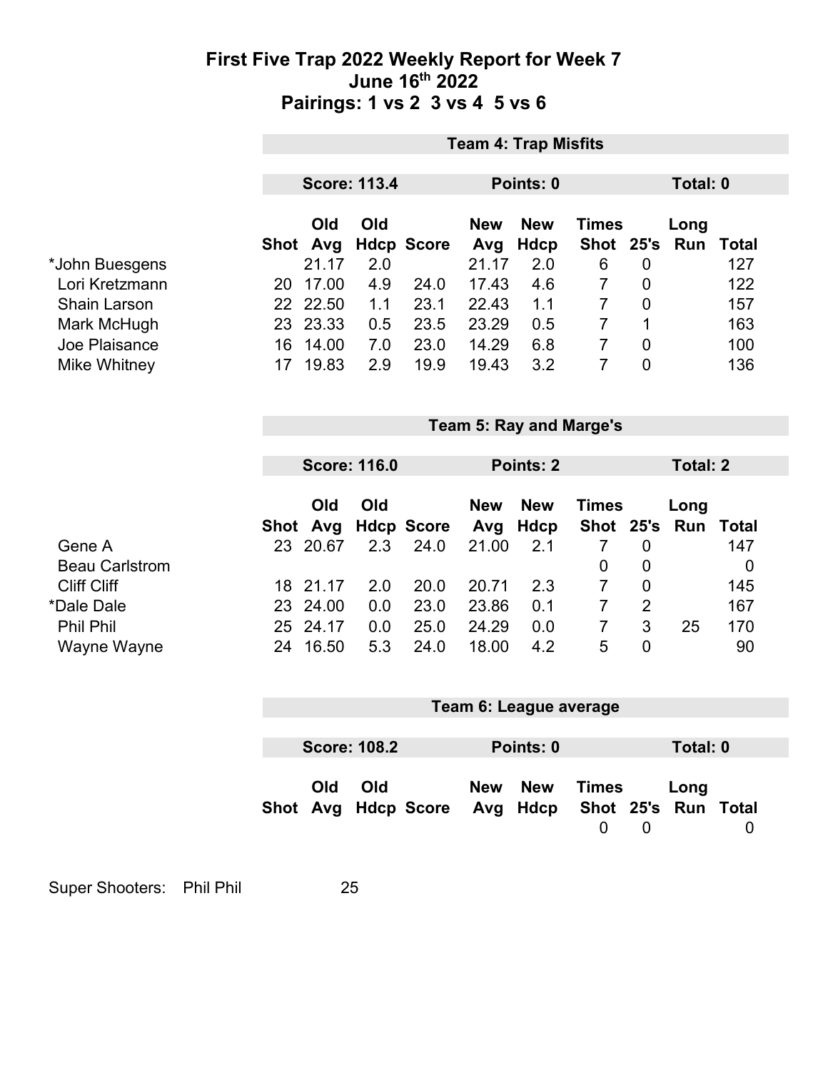# First Five Trap 2022 Weekly Report for Week 7
## June 16th 2022
## Pairings: 1 vs 2  3 vs 4  5 vs 6

### Team 4: Trap Misfits

**Score: 113.4** | **Points: 0** | **Total: 0**

| | Shot | Old Avg | Old Hdcp | Score | New Avg | New Hdcp | Times Shot | 25's | Long Run | Total |
|---|---|---|---|---|---|---|---|---|---|---|
| *John Buesgens | | 21.17 | 2.0 | | 21.17 | 2.0 | 6 | 0 | | 127 |
| Lori Kretzmann | 20 | 17.00 | 4.9 | 24.0 | 17.43 | 4.6 | 7 | 0 | | 122 |
| Shain Larson | 22 | 22.50 | 1.1 | 23.1 | 22.43 | 1.1 | 7 | 0 | | 157 |
| Mark McHugh | 23 | 23.33 | 0.5 | 23.5 | 23.29 | 0.5 | 7 | 1 | | 163 |
| Joe Plaisance | 16 | 14.00 | 7.0 | 23.0 | 14.29 | 6.8 | 7 | 0 | | 100 |
| Mike Whitney | 17 | 19.83 | 2.9 | 19.9 | 19.43 | 3.2 | 7 | 0 | | 136 |

### Team 5: Ray and Marge's

**Score: 116.0** | **Points: 2** | **Total: 2**

| | Shot | Old Avg | Old Hdcp | Score | New Avg | New Hdcp | Times Shot | 25's | Long Run | Total |
|---|---|---|---|---|---|---|---|---|---|---|
| Gene A | 23 | 20.67 | 2.3 | 24.0 | 21.00 | 2.1 | 7 | 0 | | 147 |
| Beau Carlstrom | | | | | | | 0 | 0 | | 0 |
| Cliff Cliff | 18 | 21.17 | 2.0 | 20.0 | 20.71 | 2.3 | 7 | 0 | | 145 |
| *Dale Dale | 23 | 24.00 | 0.0 | 23.0 | 23.86 | 0.1 | 7 | 2 | | 167 |
| Phil Phil | 25 | 24.17 | 0.0 | 25.0 | 24.29 | 0.0 | 7 | 3 | 25 | 170 |
| Wayne Wayne | 24 | 16.50 | 5.3 | 24.0 | 18.00 | 4.2 | 5 | 0 | | 90 |

### Team 6: League average

**Score: 108.2** | **Points: 0** | **Total: 0**

| | Shot | Old Avg | Old Hdcp | Score | New Avg | New Hdcp | Times Shot | 25's | Long Run | Total |
|---|---|---|---|---|---|---|---|---|---|---|
| | | | | | | | 0 | 0 | | 0 |

Super Shooters: Phil Phil 25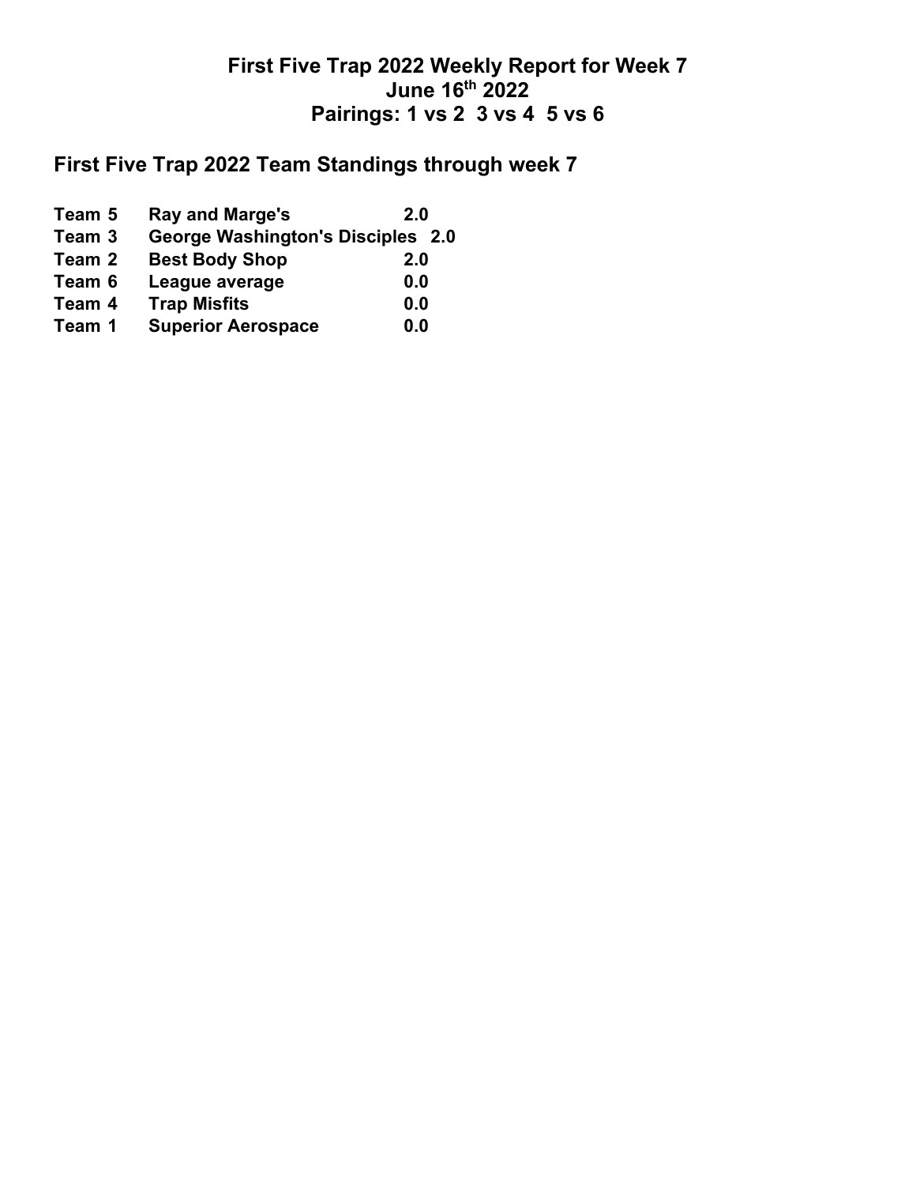# First Five Trap 2022 Weekly Report for Week 7
# June 16th 2022
# Pairings: 1 vs 2  3 vs 4  5 vs 6

## First Five Trap 2022 Team Standings through week 7

| Team | Name | Points |
|---|---|---|
| Team 5 | Ray and Marge's | 2.0 |
| Team 3 | George Washington's Disciples | 2.0 |
| Team 2 | Best Body Shop | 2.0 |
| Team 6 | League average | 0.0 |
| Team 4 | Trap Misfits | 0.0 |
| Team 1 | Superior Aerospace | 0.0 |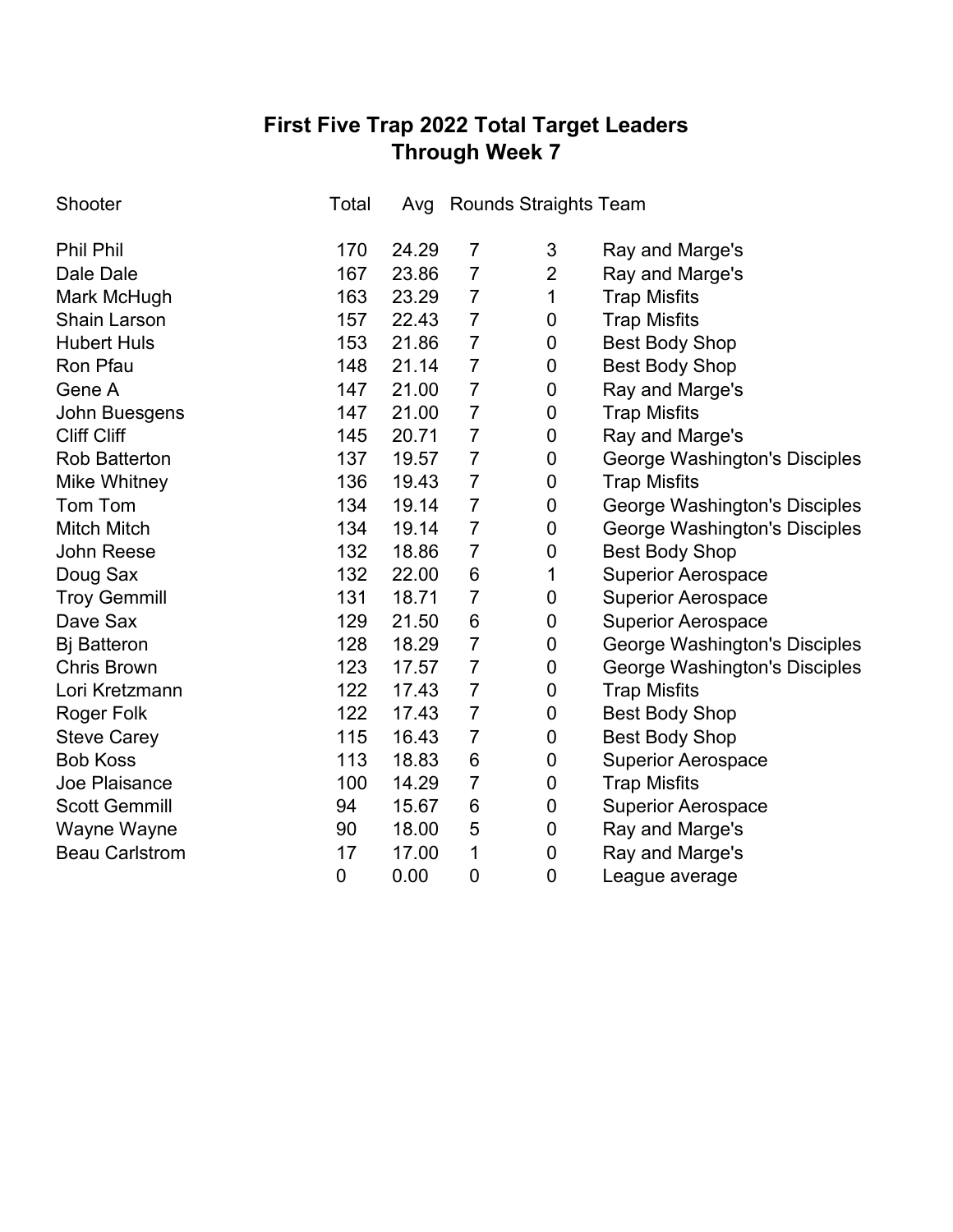# First Five Trap 2022 Total Target Leaders
## Through Week 7

| Shooter | Total | Avg | Rounds | Straights | Team |
|---|---|---|---|---|---|
| Phil Phil | 170 | 24.29 | 7 | 3 | Ray and Marge's |
| Dale Dale | 167 | 23.86 | 7 | 2 | Ray and Marge's |
| Mark McHugh | 163 | 23.29 | 7 | 1 | Trap Misfits |
| Shain Larson | 157 | 22.43 | 7 | 0 | Trap Misfits |
| Hubert Huls | 153 | 21.86 | 7 | 0 | Best Body Shop |
| Ron Pfau | 148 | 21.14 | 7 | 0 | Best Body Shop |
| Gene A | 147 | 21.00 | 7 | 0 | Ray and Marge's |
| John Buesgens | 147 | 21.00 | 7 | 0 | Trap Misfits |
| Cliff Cliff | 145 | 20.71 | 7 | 0 | Ray and Marge's |
| Rob Batterton | 137 | 19.57 | 7 | 0 | George Washington's Disciples |
| Mike Whitney | 136 | 19.43 | 7 | 0 | Trap Misfits |
| Tom Tom | 134 | 19.14 | 7 | 0 | George Washington's Disciples |
| Mitch Mitch | 134 | 19.14 | 7 | 0 | George Washington's Disciples |
| John Reese | 132 | 18.86 | 7 | 0 | Best Body Shop |
| Doug Sax | 132 | 22.00 | 6 | 1 | Superior Aerospace |
| Troy Gemmill | 131 | 18.71 | 7 | 0 | Superior Aerospace |
| Dave Sax | 129 | 21.50 | 6 | 0 | Superior Aerospace |
| Bj Batteron | 128 | 18.29 | 7 | 0 | George Washington's Disciples |
| Chris Brown | 123 | 17.57 | 7 | 0 | George Washington's Disciples |
| Lori Kretzmann | 122 | 17.43 | 7 | 0 | Trap Misfits |
| Roger Folk | 122 | 17.43 | 7 | 0 | Best Body Shop |
| Steve Carey | 115 | 16.43 | 7 | 0 | Best Body Shop |
| Bob Koss | 113 | 18.83 | 6 | 0 | Superior Aerospace |
| Joe Plaisance | 100 | 14.29 | 7 | 0 | Trap Misfits |
| Scott Gemmill | 94 | 15.67 | 6 | 0 | Superior Aerospace |
| Wayne Wayne | 90 | 18.00 | 5 | 0 | Ray and Marge's |
| Beau Carlstrom | 17 | 17.00 | 1 | 0 | Ray and Marge's |
| | 0 | 0.00 | 0 | 0 | League average |